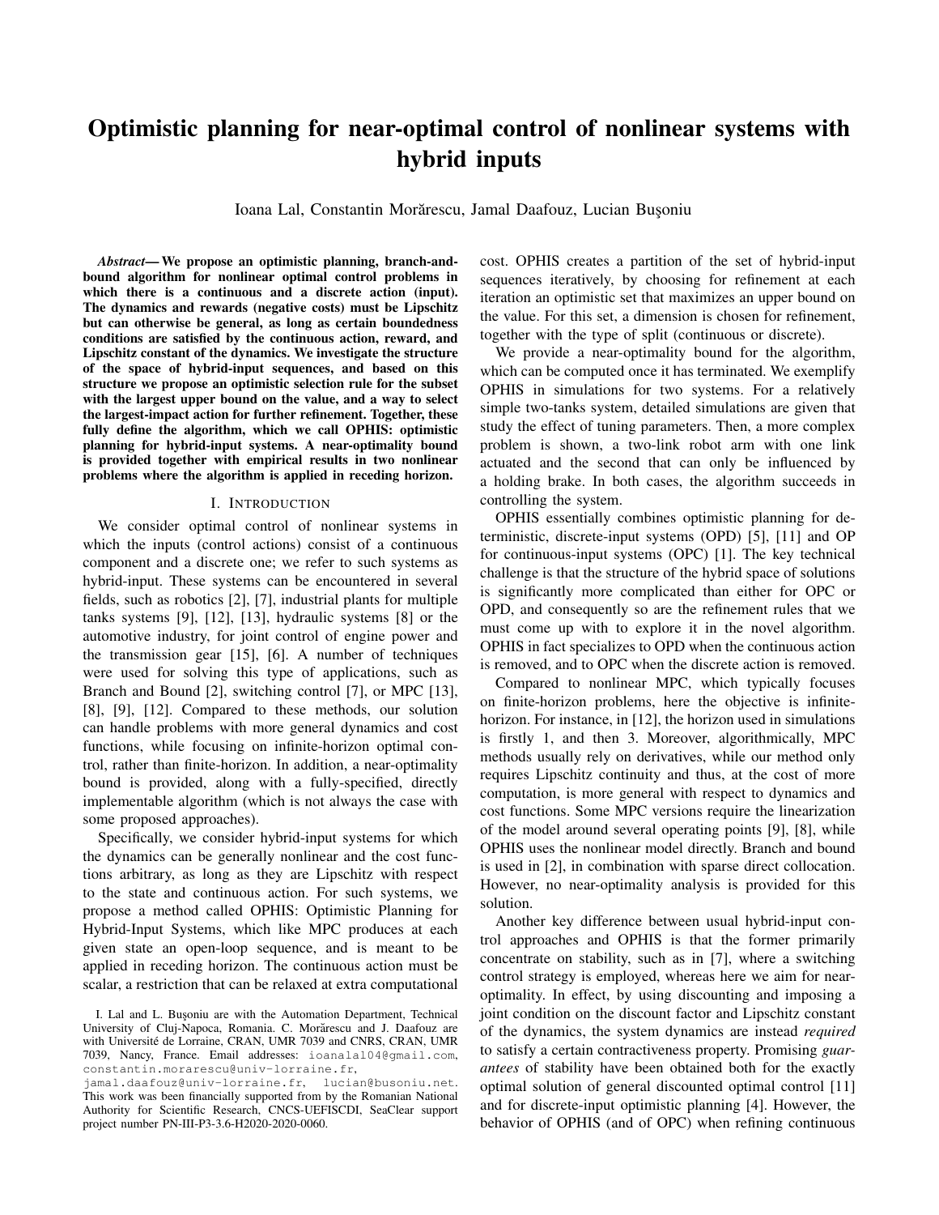# Optimistic planning for near-optimal control of nonlinear systems with hybrid inputs

Ioana Lal, Constantin Morărescu, Jamal Daafouz, Lucian Buşoniu

***Abstract*— We propose an optimistic planning, branch-and-bound algorithm for nonlinear optimal control problems in which there is a continuous and a discrete action (input). The dynamics and rewards (negative costs) must be Lipschitz but can otherwise be general, as long as certain boundedness conditions are satisfied by the continuous action, reward, and Lipschitz constant of the dynamics. We investigate the structure of the space of hybrid-input sequences, and based on this structure we propose an optimistic selection rule for the subset with the largest upper bound on the value, and a way to select the largest-impact action for further refinement. Together, these fully define the algorithm, which we call OPHIS: optimistic planning for hybrid-input systems. A near-optimality bound is provided together with empirical results in two nonlinear problems where the algorithm is applied in receding horizon.**

## I. Introduction

We consider optimal control of nonlinear systems in which the inputs (control actions) consist of a continuous component and a discrete one; we refer to such systems as hybrid-input. These systems can be encountered in several fields, such as robotics [2], [7], industrial plants for multiple tanks systems [9], [12], [13], hydraulic systems [8] or the automotive industry, for joint control of engine power and the transmission gear [15], [6]. A number of techniques were used for solving this type of applications, such as Branch and Bound [2], switching control [7], or MPC [13], [8], [9], [12]. Compared to these methods, our solution can handle problems with more general dynamics and cost functions, while focusing on infinite-horizon optimal control, rather than finite-horizon. In addition, a near-optimality bound is provided, along with a fully-specified, directly implementable algorithm (which is not always the case with some proposed approaches).

Specifically, we consider hybrid-input systems for which the dynamics can be generally nonlinear and the cost functions arbitrary, as long as they are Lipschitz with respect to the state and continuous action. For such systems, we propose a method called OPHIS: Optimistic Planning for Hybrid-Input Systems, which like MPC produces at each given state an open-loop sequence, and is meant to be applied in receding horizon. The continuous action must be scalar, a restriction that can be relaxed at extra computational cost. OPHIS creates a partition of the set of hybrid-input sequences iteratively, by choosing for refinement at each iteration an optimistic set that maximizes an upper bound on the value. For this set, a dimension is chosen for refinement, together with the type of split (continuous or discrete).

We provide a near-optimality bound for the algorithm, which can be computed once it has terminated. We exemplify OPHIS in simulations for two systems. For a relatively simple two-tanks system, detailed simulations are given that study the effect of tuning parameters. Then, a more complex problem is shown, a two-link robot arm with one link actuated and the second that can only be influenced by a holding brake. In both cases, the algorithm succeeds in controlling the system.

OPHIS essentially combines optimistic planning for deterministic, discrete-input systems (OPD) [5], [11] and OP for continuous-input systems (OPC) [1]. The key technical challenge is that the structure of the hybrid space of solutions is significantly more complicated than either for OPC or OPD, and consequently so are the refinement rules that we must come up with to explore it in the novel algorithm. OPHIS in fact specializes to OPD when the continuous action is removed, and to OPC when the discrete action is removed.

Compared to nonlinear MPC, which typically focuses on finite-horizon problems, here the objective is infinite-horizon. For instance, in [12], the horizon used in simulations is firstly 1, and then 3. Moreover, algorithmically, MPC methods usually rely on derivatives, while our method only requires Lipschitz continuity and thus, at the cost of more computation, is more general with respect to dynamics and cost functions. Some MPC versions require the linearization of the model around several operating points [9], [8], while OPHIS uses the nonlinear model directly. Branch and bound is used in [2], in combination with sparse direct collocation. However, no near-optimality analysis is provided for this solution.

Another key difference between usual hybrid-input control approaches and OPHIS is that the former primarily concentrate on stability, such as in [7], where a switching control strategy is employed, whereas here we aim for near-optimality. In effect, by using discounting and imposing a joint condition on the discount factor and Lipschitz constant of the dynamics, the system dynamics are instead *required* to satisfy a certain contractiveness property. Promising *guarantees* of stability have been obtained both for the exactly optimal solution of general discounted optimal control [11] and for discrete-input optimistic planning [4]. However, the behavior of OPHIS (and of OPC) when refining continuous

I. Lal and L. Buşoniu are with the Automation Department, Technical University of Cluj-Napoca, Romania. C. Morărescu and J. Daafouz are with Université de Lorraine, CRAN, UMR 7039 and CNRS, CRAN, UMR 7039, Nancy, France. Email addresses: ioanalal04@gmail.com, constantin.morarescu@univ-lorraine.fr, jamal.daafouz@univ-lorraine.fr, lucian@busoniu.net. This work was been financially supported from by the Romanian National Authority for Scientific Research, CNCS-UEFISCDI, SeaClear support project number PN-III-P3-3.6-H2020-2020-0060.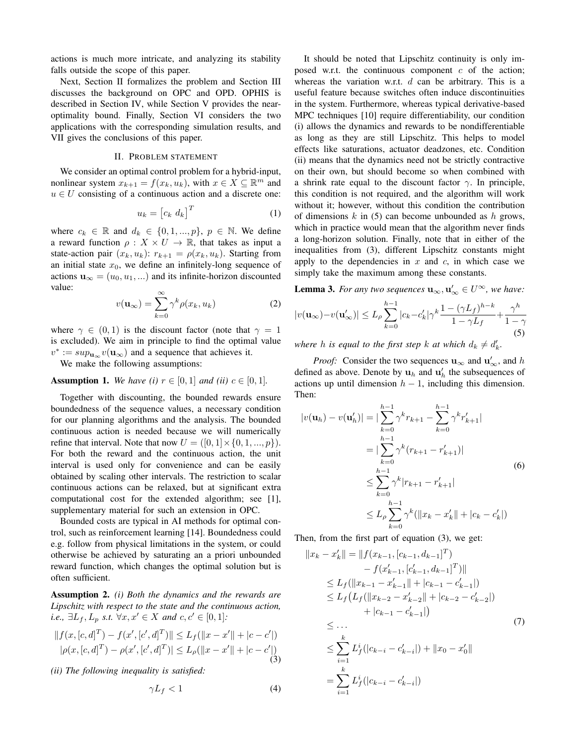actions is much more intricate, and analyzing its stability falls outside the scope of this paper.

Next, Section II formalizes the problem and Section III discusses the background on OPC and OPD. OPHIS is described in Section IV, while Section V provides the near-optimality bound. Finally, Section VI considers the two applications with the corresponding simulation results, and VII gives the conclusions of this paper.

## II. Problem statement

We consider an optimal control problem for a hybrid-input, nonlinear system $x_{k+1} = f(x_k, u_k)$, with $x \in X \subseteq \mathbb{R}^m$ and $u \in U$ consisting of a continuous action and a discrete one:

$$u_k = \begin{bmatrix} c_k \ d_k \end{bmatrix}^T \tag{1}$$

where $c_k \in \mathbb{R}$ and $d_k \in \{0, 1, ..., p\}$, $p \in \mathbb{N}$. We define a reward function $\rho : X \times U \to \mathbb{R}$, that takes as input a state-action pair $(x_k, u_k)$: $r_{k+1} = \rho(x_k, u_k)$. Starting from an initial state $x_0$, we define an infinitely-long sequence of actions $\mathbf{u}_\infty = (u_0, u_1, ...)$ and its infinite-horizon discounted value:

$$v(\mathbf{u}_\infty) = \sum_{k=0}^{\infty} \gamma^k \rho(x_k, u_k) \tag{2}$$

where $\gamma \in (0, 1)$ is the discount factor (note that $\gamma = 1$ is excluded). We aim in principle to find the optimal value $v^* := sup_{\mathbf{u}_\infty} v(\mathbf{u}_\infty)$ and a sequence that achieves it.

We make the following assumptions:

**Assumption 1.** *We have (i) $r \in [0, 1]$ and (ii) $c \in [0, 1]$.*

Together with discounting, the bounded rewards ensure boundedness of the sequence values, a necessary condition for our planning algorithms and the analysis. The bounded continuous action is needed because we will numerically refine that interval. Note that now $U = ([0, 1] \times \{0, 1, ..., p\})$. For both the reward and the continuous action, the unit interval is used only for convenience and can be easily obtained by scaling other intervals. The restriction to scalar continuous actions can be relaxed, but at significant extra computational cost for the extended algorithm; see [1], supplementary material for such an extension in OPC.

Bounded costs are typical in AI methods for optimal control, such as reinforcement learning [14]. Boundedness could e.g. follow from physical limitations in the system, or could otherwise be achieved by saturating an a priori unbounded reward function, which changes the optimal solution but is often sufficient.

**Assumption 2.** *(i) Both the dynamics and the rewards are Lipschitz with respect to the state and the continuous action, i.e., $\exists L_f, L_p$ s.t. $\forall x, x' \in X$ and $c, c' \in [0, 1]$:*

$$\begin{aligned} \|f(x, [c, d]^T) - f(x', [c', d]^T)\| &\leq L_f(\|x - x'\| + |c - c'|) \\ |\rho(x, [c, d]^T) - \rho(x', [c', d]^T)| &\leq L_\rho(\|x - x'\| + |c - c'|) \end{aligned} \tag{3}$$

*(ii) The following inequality is satisfied:*

$$\gamma L_f < 1 \tag{4}$$

It should be noted that Lipschitz continuity is only imposed w.r.t. the continuous component $c$ of the action; whereas the variation w.r.t. $d$ can be arbitrary. This is a useful feature because switches often induce discontinuities in the system. Furthermore, whereas typical derivative-based MPC techniques [10] require differentiability, our condition (i) allows the dynamics and rewards to be nondifferentiable as long as they are still Lipschitz. This helps to model effects like saturations, actuator deadzones, etc. Condition (ii) means that the dynamics need not be strictly contractive on their own, but should become so when combined with a shrink rate equal to the discount factor $\gamma$. In principle, this condition is not required, and the algorithm will work without it; however, without this condition the contribution of dimensions $k$ in (5) can become unbounded as $h$ grows, which in practice would mean that the algorithm never finds a long-horizon solution. Finally, note that in either of the inequalities from (3), different Lipschitz constants might apply to the dependencies in $x$ and $c$, in which case we simply take the maximum among these constants.

**Lemma 3.** *For any two sequences $\mathbf{u}_\infty, \mathbf{u}'_\infty \in U^\infty$, we have:*

$$|v(\mathbf{u}_\infty) - v(\mathbf{u}'_\infty)| \leq L_\rho \sum_{k=0}^{h-1} |c_k - c'_k| \gamma^k \frac{1 - (\gamma L_f)^{h-k}}{1 - \gamma L_f} + \frac{\gamma^h}{1 - \gamma} \tag{5}$$

*where $h$ is equal to the first step $k$ at which $d_k \neq d'_k$.*

*Proof:* Consider the two sequences $\mathbf{u}_\infty$ and $\mathbf{u}'_\infty$, and $h$ defined as above. Denote by $\mathbf{u}_h$ and $\mathbf{u}'_h$ the subsequences of actions up until dimension $h - 1$, including this dimension. Then:

$$\begin{aligned} |v(\mathbf{u}_h) - v(\mathbf{u}'_h)| &= |\sum_{k=0}^{h-1} \gamma^k r_{k+1} - \sum_{k=0}^{h-1} \gamma^k r'_{k+1}| \\ &= |\sum_{k=0}^{h-1} \gamma^k (r_{k+1} - r'_{k+1})| \\ &\leq \sum_{k=0}^{h-1} \gamma^k |r_{k+1} - r'_{k+1}| \\ &\leq L_\rho \sum_{k=0}^{h-1} \gamma^k (\|x_k - x'_k\| + |c_k - c'_k|) \end{aligned} \tag{6}$$

Then, from the first part of equation (3), we get:

$$\begin{aligned} \|x_k - x'_k\| &= \|f(x_{k-1}, [c_{k-1}, d_{k-1}]^T) \\ &\quad - f(x'_{k-1}, [c'_{k-1}, d_{k-1}]^T)\| \\ &\leq L_f(\|x_{k-1} - x'_{k-1}\| + |c_{k-1} - c'_{k-1}|) \\ &\leq L_f\big(L_f(\|x_{k-2} - x'_{k-2}\| + |c_{k-2} - c'_{k-2}|) \\ &\quad + |c_{k-1} - c'_{k-1}|\big) \\ &\leq \dots \\ &\leq \sum_{i=1}^{k} L_f^i(|c_{k-i} - c'_{k-i}|) + \|x_0 - x'_0\| \\ &= \sum_{i=1}^{k} L_f^i(|c_{k-i} - c'_{k-i}|) \end{aligned} \tag{7}$$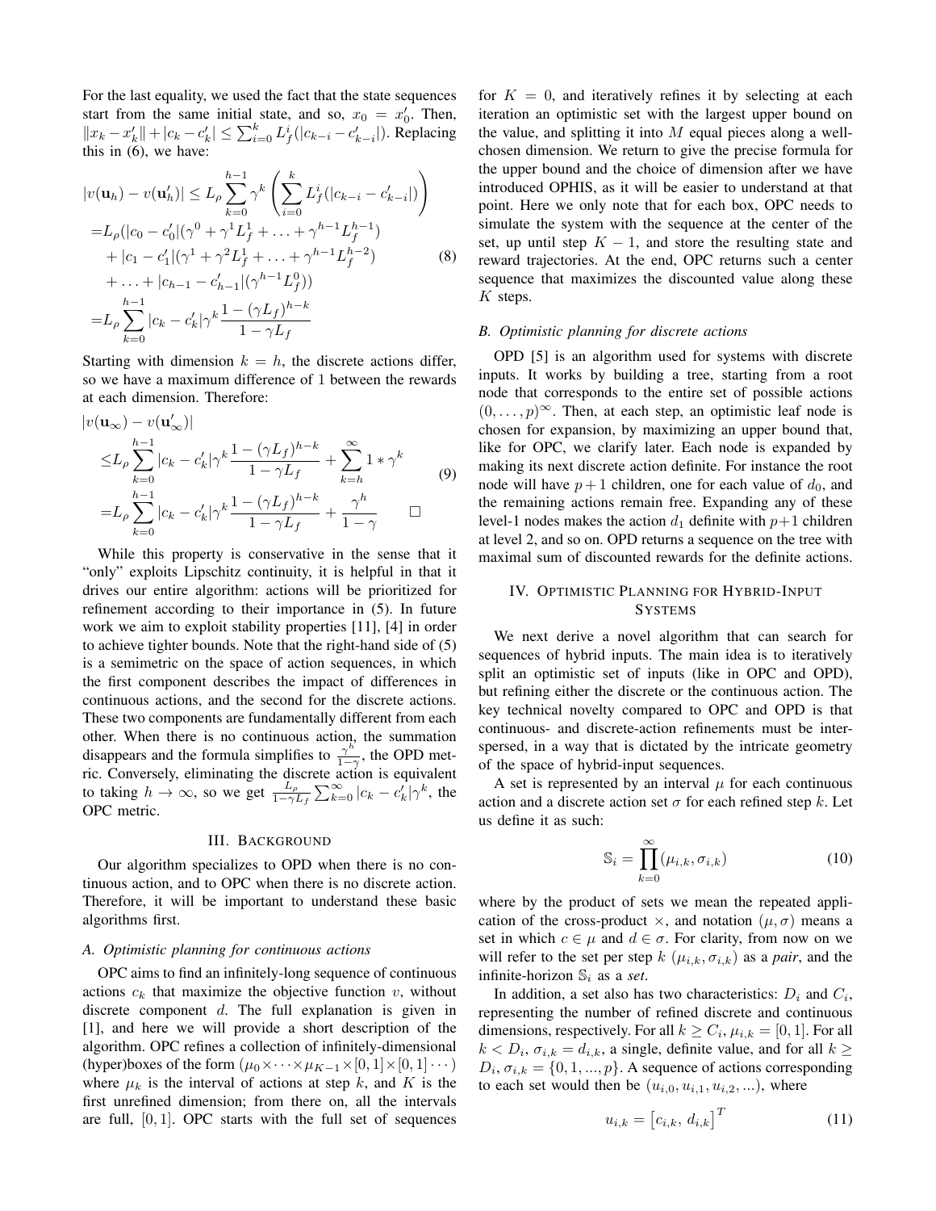For the last equality, we used the fact that the state sequences start from the same initial state, and so, $x_0 = x'_0$. Then, $\|x_k - x'_k\| + |c_k - c'_k| \le \sum_{i=0}^{k} L_f^i(|c_{k-i} - c'_{k-i}|)$. Replacing this in (6), we have:

$$
\begin{aligned}
|v(\mathbf{u}_h) - v(\mathbf{u}'_h)| &\le L_\rho \sum_{k=0}^{h-1} \gamma^k \left( \sum_{i=0}^{k} L_f^i(|c_{k-i} - c'_{k-i}|) \right) \\
=& L_\rho(|c_0 - c'_0|(\gamma^0 + \gamma^1 L_f^1 + \ldots + \gamma^{h-1} L_f^{h-1}) \\
&+ |c_1 - c'_1|(\gamma^1 + \gamma^2 L_f^1 + \ldots + \gamma^{h-1} L_f^{h-2}) \\
&+ \ldots + |c_{h-1} - c'_{h-1}|(\gamma^{h-1} L_f^0)) \\
=& L_\rho \sum_{k=0}^{h-1} |c_k - c'_k| \gamma^k \frac{1 - (\gamma L_f)^{h-k}}{1 - \gamma L_f}
\end{aligned}
\tag{8}
$$

Starting with dimension $k = h$, the discrete actions differ, so we have a maximum difference of 1 between the rewards at each dimension. Therefore:

$$
\begin{aligned}
&|v(\mathbf{u}_\infty) - v(\mathbf{u}'_\infty)| \\
\le& L_\rho \sum_{k=0}^{h-1} |c_k - c'_k| \gamma^k \frac{1 - (\gamma L_f)^{h-k}}{1 - \gamma L_f} + \sum_{k=h}^{\infty} 1 * \gamma^k \\
=& L_\rho \sum_{k=0}^{h-1} |c_k - c'_k| \gamma^k \frac{1 - (\gamma L_f)^{h-k}}{1 - \gamma L_f} + \frac{\gamma^h}{1 - \gamma} \qquad \square
\end{aligned}
\tag{9}
$$

While this property is conservative in the sense that it "only" exploits Lipschitz continuity, it is helpful in that it drives our entire algorithm: actions will be prioritized for refinement according to their importance in (5). In future work we aim to exploit stability properties [11], [4] in order to achieve tighter bounds. Note that the right-hand side of (5) is a semimetric on the space of action sequences, in which the first component describes the impact of differences in continuous actions, and the second for the discrete actions. These two components are fundamentally different from each other. When there is no continuous action, the summation disappears and the formula simplifies to $\frac{\gamma^h}{1-\gamma}$, the OPD metric. Conversely, eliminating the discrete action is equivalent to taking $h \to \infty$, so we get $\frac{L_\rho}{1-\gamma L_f} \sum_{k=0}^{\infty} |c_k - c'_k| \gamma^k$, the OPC metric.

## III. Background

Our algorithm specializes to OPD when there is no continuous action, and to OPC when there is no discrete action. Therefore, it will be important to understand these basic algorithms first.

### A. Optimistic planning for continuous actions

OPC aims to find an infinitely-long sequence of continuous actions $c_k$ that maximize the objective function $v$, without discrete component $d$. The full explanation is given in [1], and here we will provide a short description of the algorithm. OPC refines a collection of infinitely-dimensional (hyper)boxes of the form $(\mu_0 \times \cdots \times \mu_{K-1} \times [0, 1] \times [0, 1] \cdots)$ where $\mu_k$ is the interval of actions at step $k$, and $K$ is the first unrefined dimension; from there on, all the intervals are full, $[0, 1]$. OPC starts with the full set of sequences for $K = 0$, and iteratively refines it by selecting at each iteration an optimistic set with the largest upper bound on the value, and splitting it into $M$ equal pieces along a well-chosen dimension. We return to give the precise formula for the upper bound and the choice of dimension after we have introduced OPHIS, as it will be easier to understand at that point. Here we only note that for each box, OPC needs to simulate the system with the sequence at the center of the set, up until step $K - 1$, and store the resulting state and reward trajectories. At the end, OPC returns such a center sequence that maximizes the discounted value along these $K$ steps.

### B. Optimistic planning for discrete actions

OPD [5] is an algorithm used for systems with discrete inputs. It works by building a tree, starting from a root node that corresponds to the entire set of possible actions $(0, \ldots, p)^\infty$. Then, at each step, an optimistic leaf node is chosen for expansion, by maximizing an upper bound that, like for OPC, we clarify later. Each node is expanded by making its next discrete action definite. For instance the root node will have $p+1$ children, one for each value of $d_0$, and the remaining actions remain free. Expanding any of these level-1 nodes makes the action $d_1$ definite with $p+1$ children at level 2, and so on. OPD returns a sequence on the tree with maximal sum of discounted rewards for the definite actions.

## IV. Optimistic Planning for Hybrid-Input Systems

We next derive a novel algorithm that can search for sequences of hybrid inputs. The main idea is to iteratively split an optimistic set of inputs (like in OPC and OPD), but refining either the discrete or the continuous action. The key technical novelty compared to OPC and OPD is that continuous- and discrete-action refinements must be interspersed, in a way that is dictated by the intricate geometry of the space of hybrid-input sequences.

A set is represented by an interval $\mu$ for each continuous action and a discrete action set $\sigma$ for each refined step $k$. Let us define it as such:

$$
\mathbb{S}_i = \prod_{k=0}^{\infty} (\mu_{i,k}, \sigma_{i,k}) \tag{10}
$$

where by the product of sets we mean the repeated application of the cross-product $\times$, and notation $(\mu, \sigma)$ means a set in which $c \in \mu$ and $d \in \sigma$. For clarity, from now on we will refer to the set per step $k$ $(\mu_{i,k}, \sigma_{i,k})$ as a *pair*, and the infinite-horizon $\mathbb{S}_i$ as a *set*.

In addition, a set also has two characteristics: $D_i$ and $C_i$, representing the number of refined discrete and continuous dimensions, respectively. For all $k \ge C_i$, $\mu_{i,k} = [0, 1]$. For all $k < D_i$, $\sigma_{i,k} = d_{i,k}$, a single, definite value, and for all $k \ge D_i$, $\sigma_{i,k} = \{0, 1, ..., p\}$. A sequence of actions corresponding to each set would then be $(u_{i,0}, u_{i,1}, u_{i,2}, ...)$, where

$$
u_{i,k} = \left[c_{i,k},\, d_{i,k}\right]^T \tag{11}
$$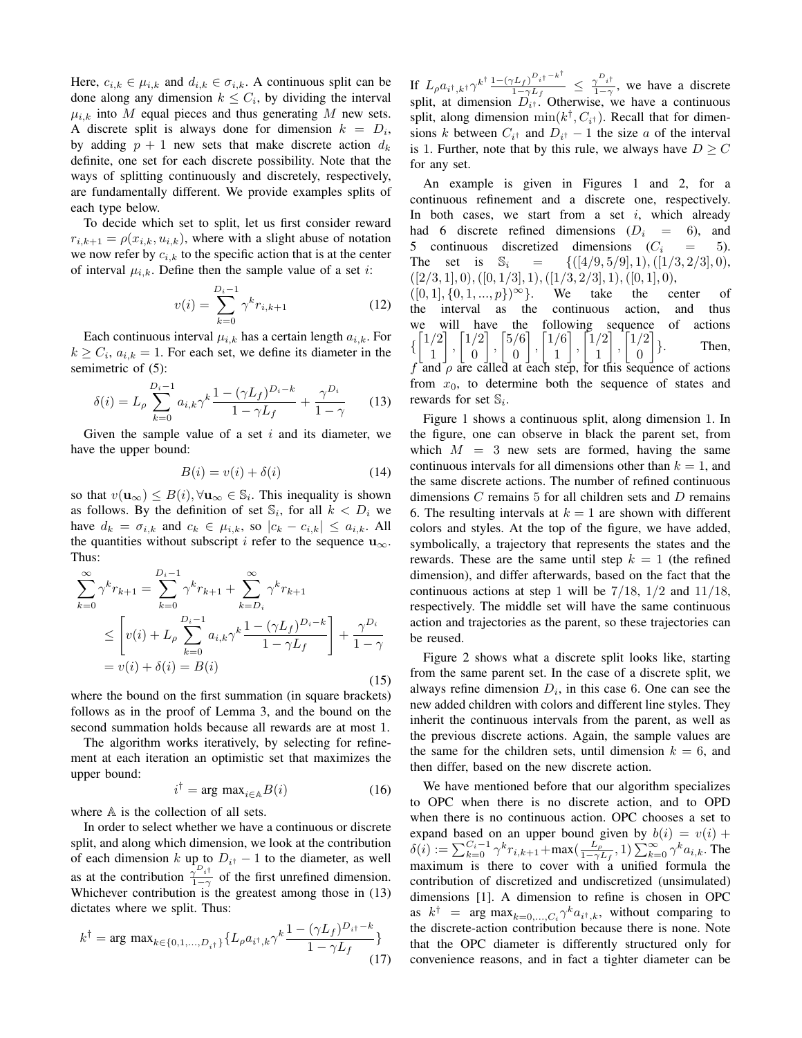Here, $c_{i,k} \in \mu_{i,k}$ and $d_{i,k} \in \sigma_{i,k}$. A continuous split can be done along any dimension $k \leq C_i$, by dividing the interval $\mu_{i,k}$ into $M$ equal pieces and thus generating $M$ new sets. A discrete split is always done for dimension $k = D_i$, by adding $p+1$ new sets that make discrete action $d_k$ definite, one set for each discrete possibility. Note that the ways of splitting continuously and discretely, respectively, are fundamentally different. We provide examples splits of each type below.

To decide which set to split, let us first consider reward $r_{i,k+1} = \rho(x_{i,k}, u_{i,k})$, where with a slight abuse of notation we now refer by $c_{i,k}$ to the specific action that is at the center of interval $\mu_{i,k}$. Define then the sample value of a set $i$:

$$v(i) = \sum_{k=0}^{D_i - 1} \gamma^k r_{i,k+1} \tag{12}$$

Each continuous interval $\mu_{i,k}$ has a certain length $a_{i,k}$. For $k \geq C_i$, $a_{i,k} = 1$. For each set, we define its diameter in the semimetric of (5):

$$\delta(i) = L_\rho \sum_{k=0}^{D_i - 1} a_{i,k} \gamma^k \frac{1 - (\gamma L_f)^{D_i - k}}{1 - \gamma L_f} + \frac{\gamma^{D_i}}{1 - \gamma} \tag{13}$$

Given the sample value of a set $i$ and its diameter, we have the upper bound:

$$B(i) = v(i) + \delta(i) \tag{14}$$

so that $v(\mathbf{u}_\infty) \leq B(i), \forall \mathbf{u}_\infty \in \mathbb{S}_i$. This inequality is shown as follows. By the definition of set $\mathbb{S}_i$, for all $k < D_i$ we have $d_k = \sigma_{i,k}$ and $c_k \in \mu_{i,k}$, so $|c_k - c_{i,k}| \leq a_{i,k}$. All the quantities without subscript $i$ refer to the sequence $\mathbf{u}_\infty$. Thus:

$$\begin{aligned}
\sum_{k=0}^{\infty} \gamma^k r_{k+1} &= \sum_{k=0}^{D_i - 1} \gamma^k r_{k+1} + \sum_{k=D_i}^{\infty} \gamma^k r_{k+1} \\
&\leq \left[ v(i) + L_\rho \sum_{k=0}^{D_i - 1} a_{i,k} \gamma^k \frac{1 - (\gamma L_f)^{D_i - k}}{1 - \gamma L_f} \right] + \frac{\gamma^{D_i}}{1 - \gamma} \\
&= v(i) + \delta(i) = B(i)
\end{aligned} \tag{15}$$

where the bound on the first summation (in square brackets) follows as in the proof of Lemma 3, and the bound on the second summation holds because all rewards are at most 1.

The algorithm works iteratively, by selecting for refinement at each iteration an optimistic set that maximizes the upper bound:

$$i^\dagger = \arg\max_{i \in \mathbb{A}} B(i) \tag{16}$$

where $\mathbb{A}$ is the collection of all sets.

In order to select whether we have a continuous or discrete split, and along which dimension, we look at the contribution of each dimension $k$ up to $D_{i^\dagger} - 1$ to the diameter, as well as at the contribution $\frac{\gamma^{D_{i^\dagger}}}{1-\gamma}$ of the first unrefined dimension. Whichever contribution is the greatest among those in (13) dictates where we split. Thus:

$$k^\dagger = \arg\max_{k \in \{0,1,\ldots,D_{i^\dagger}\}} \{ L_\rho a_{i^\dagger,k} \gamma^k \frac{1 - (\gamma L_f)^{D_{i^\dagger} - k}}{1 - \gamma L_f} \} \tag{17}$$

If $L_\rho a_{i^\dagger,k^\dagger} \gamma^{k^\dagger} \frac{1 - (\gamma L_f)^{D_{i^\dagger} - k^\dagger}}{1 - \gamma L_f} \leq \frac{\gamma^{D_{i^\dagger}}}{1-\gamma}$, we have a discrete split, at dimension $D_{i^\dagger}$. Otherwise, we have a continuous split, along dimension $\min(k^\dagger, C_{i^\dagger})$. Recall that for dimensions $k$ between $C_{i^\dagger}$ and $D_{i^\dagger} - 1$ the size $a$ of the interval is 1. Further, note that by this rule, we always have $D \geq C$ for any set.

An example is given in Figures 1 and 2, for a continuous refinement and a discrete one, respectively. In both cases, we start from a set $i$, which already had 6 discrete refined dimensions ($D_i = 6$), and 5 continuous discretized dimensions ($C_i = 5$). The set is $\mathbb{S}_i = \{([4/9, 5/9], 1), ([1/3, 2/3], 0), ([2/3, 1], 0), ([0, 1/3], 1), ([1/3, 2/3], 1), ([0, 1], 0), ([0, 1], \{0, 1, ..., p\})^\infty\}$. We take the center of the interval as the continuous action, and thus we will have the following sequence of actions $\{\begin{bmatrix}1/2 \\ 1\end{bmatrix}, \begin{bmatrix}1/2 \\ 0\end{bmatrix}, \begin{bmatrix}5/6 \\ 0\end{bmatrix}, \begin{bmatrix}1/6 \\ 1\end{bmatrix}, \begin{bmatrix}1/2 \\ 1\end{bmatrix}, \begin{bmatrix}1/2 \\ 0\end{bmatrix}\}$. Then, $f$ and $\rho$ are called at each step, for this sequence of actions from $x_0$, to determine both the sequence of states and rewards for set $\mathbb{S}_i$.

Figure 1 shows a continuous split, along dimension 1. In the figure, one can observe in black the parent set, from which $M = 3$ new sets are formed, having the same continuous intervals for all dimensions other than $k = 1$, and the same discrete actions. The number of refined continuous dimensions $C$ remains 5 for all children sets and $D$ remains 6. The resulting intervals at $k = 1$ are shown with different colors and styles. At the top of the figure, we have added, symbolically, a trajectory that represents the states and the rewards. These are the same until step $k = 1$ (the refined dimension), and differ afterwards, based on the fact that the continuous actions at step 1 will be $7/18$, $1/2$ and $11/18$, respectively. The middle set will have the same continuous action and trajectories as the parent, so these trajectories can be reused.

Figure 2 shows what a discrete split looks like, starting from the same parent set. In the case of a discrete split, we always refine dimension $D_i$, in this case 6. One can see the new added children with colors and different line styles. They inherit the continuous intervals from the parent, as well as the previous discrete actions. Again, the sample values are the same for the children sets, until dimension $k = 6$, and then differ, based on the new discrete action.

We have mentioned before that our algorithm specializes to OPC when there is no discrete action, and to OPD when there is no continuous action. OPC chooses a set to expand based on an upper bound given by $b(i) = v(i) + \delta(i) := \sum_{k=0}^{C_i - 1} \gamma^k r_{i,k+1} + \max(\frac{L_\rho}{1-\gamma L_f}, 1) \sum_{k=0}^{\infty} \gamma^k a_{i,k}$. The maximum is there to cover with a unified formula the contribution of discretized and undiscretized (unsimulated) dimensions [1]. A dimension to refine is chosen in OPC as $k^\dagger = \arg\max_{k=0,\ldots,C_i} \gamma^k a_{i^\dagger,k}$, without comparing to the discrete-action contribution because there is none. Note that the OPC diameter is differently structured only for convenience reasons, and in fact a tighter diameter can be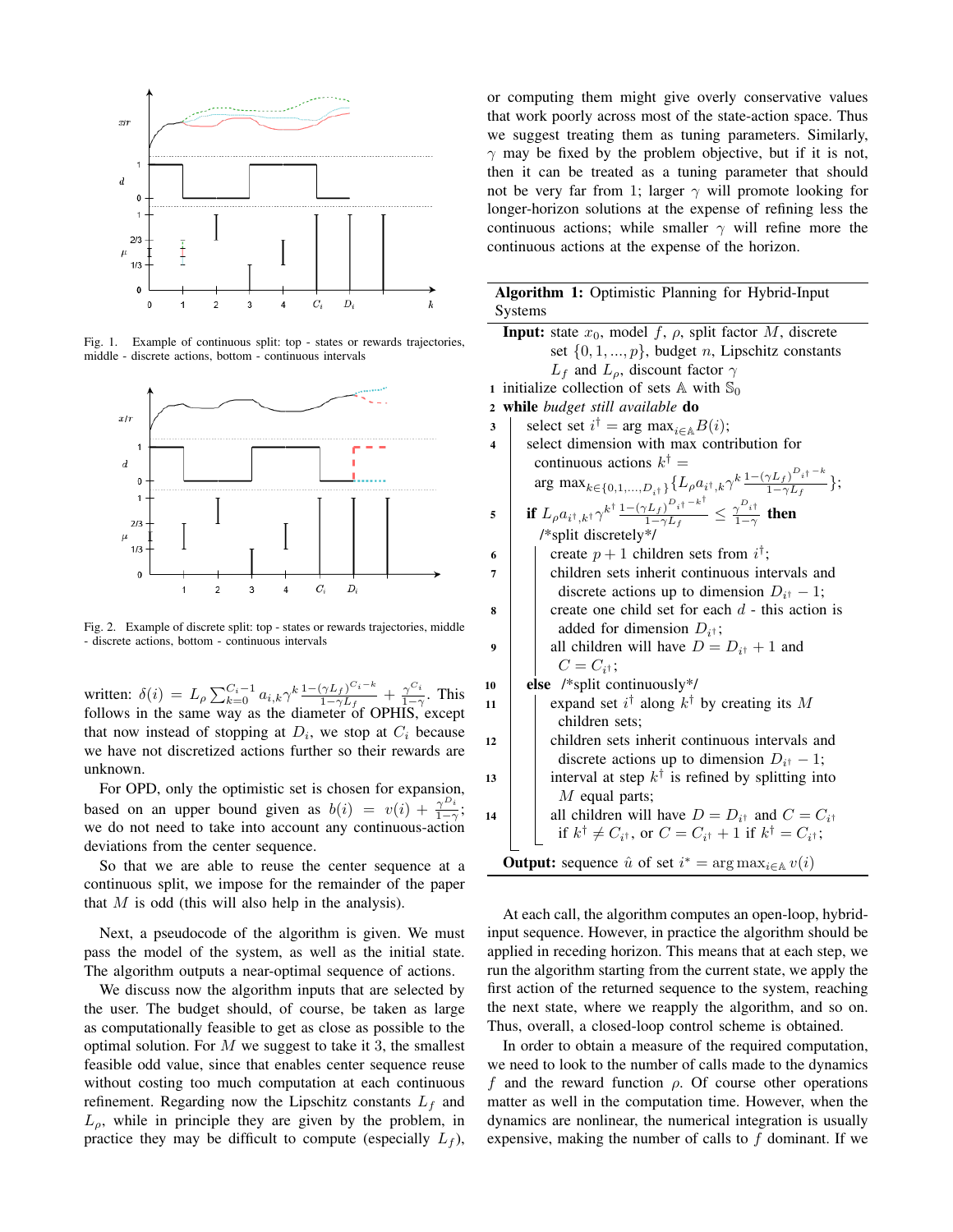Fig. 1. Example of continuous split: top - states or rewards trajectories, middle - discrete actions, bottom - continuous intervals

Fig. 2. Example of discrete split: top - states or rewards trajectories, middle - discrete actions, bottom - continuous intervals

written: $\delta(i) = L_\rho \sum_{k=0}^{C_i-1} a_{i,k}\gamma^k \frac{1-(\gamma L_f)^{C_i-k}}{1-\gamma L_f} + \frac{\gamma^{C_i}}{1-\gamma}$. This follows in the same way as the diameter of OPHIS, except that now instead of stopping at $D_i$, we stop at $C_i$ because we have not discretized actions further so their rewards are unknown.

For OPD, only the optimistic set is chosen for expansion, based on an upper bound given as $b(i) = v(i) + \frac{\gamma^{D_i}}{1-\gamma}$; we do not need to take into account any continuous-action deviations from the center sequence.

So that we are able to reuse the center sequence at a continuous split, we impose for the remainder of the paper that $M$ is odd (this will also help in the analysis).

Next, a pseudocode of the algorithm is given. We must pass the model of the system, as well as the initial state. The algorithm outputs a near-optimal sequence of actions.

We discuss now the algorithm inputs that are selected by the user. The budget should, of course, be taken as large as computationally feasible to get as close as possible to the optimal solution. For $M$ we suggest to take it 3, the smallest feasible odd value, since that enables center sequence reuse without costing too much computation at each continuous refinement. Regarding now the Lipschitz constants $L_f$ and $L_\rho$, while in principle they are given by the problem, in practice they may be difficult to compute (especially $L_f$), or computing them might give overly conservative values that work poorly across most of the state-action space. Thus we suggest treating them as tuning parameters. Similarly, $\gamma$ may be fixed by the problem objective, but if it is not, then it can be treated as a tuning parameter that should not be very far from 1; larger $\gamma$ will promote looking for longer-horizon solutions at the expense of refining less the continuous actions; while smaller $\gamma$ will refine more the continuous actions at the expense of the horizon.

**Algorithm 1:** Optimistic Planning for Hybrid-Input Systems

**Input:** state $x_0$, model $f$, $\rho$, split factor $M$, discrete set $\{0, 1, ..., p\}$, budget $n$, Lipschitz constants $L_f$ and $L_\rho$, discount factor $\gamma$

1. initialize collection of sets $\mathbb{A}$ with $\mathbb{S}_0$
2. **while** *budget still available* **do**
3. select set $i^\dagger = \arg\max_{i \in \mathbb{A}} B(i)$;
4. select dimension with max contribution for continuous actions $k^\dagger = \arg\max_{k \in \{0,1,...,D_{i^\dagger}\}} \{L_\rho a_{i^\dagger,k} \gamma^k \frac{1-(\gamma L_f)^{D_{i^\dagger}-k}}{1-\gamma L_f}\}$;
5. **if** $L_\rho a_{i^\dagger,k^\dagger} \gamma^{k^\dagger} \frac{1-(\gamma L_f)^{D_{i^\dagger}-k^\dagger}}{1-\gamma L_f} \leq \frac{\gamma^{D_{i^\dagger}}}{1-\gamma}$ **then** /\*split discretely\*/
6. create $p+1$ children sets from $i^\dagger$;
7. children sets inherit continuous intervals and discrete actions up to dimension $D_{i^\dagger} - 1$;
8. create one child set for each $d$ - this action is added for dimension $D_{i^\dagger}$;
9. all children will have $D = D_{i^\dagger} + 1$ and $C = C_{i^\dagger}$;
10. **else** /\*split continuously\*/
11. expand set $i^\dagger$ along $k^\dagger$ by creating its $M$ children sets;
12. children sets inherit continuous intervals and discrete actions up to dimension $D_{i^\dagger} - 1$;
13. interval at step $k^\dagger$ is refined by splitting into $M$ equal parts;
14. all children will have $D = D_{i^\dagger}$ and $C = C_{i^\dagger}$ if $k^\dagger \neq C_{i^\dagger}$, or $C = C_{i^\dagger} + 1$ if $k^\dagger = C_{i^\dagger}$;

**Output:** sequence $\hat{u}$ of set $i^* = \arg\max_{i \in \mathbb{A}} v(i)$

At each call, the algorithm computes an open-loop, hybrid-input sequence. However, in practice the algorithm should be applied in receding horizon. This means that at each step, we run the algorithm starting from the current state, we apply the first action of the returned sequence to the system, reaching the next state, where we reapply the algorithm, and so on. Thus, overall, a closed-loop control scheme is obtained.

In order to obtain a measure of the required computation, we need to look to the number of calls made to the dynamics $f$ and the reward function $\rho$. Of course other operations matter as well in the computation time. However, when the dynamics are nonlinear, the numerical integration is usually expensive, making the number of calls to $f$ dominant. If we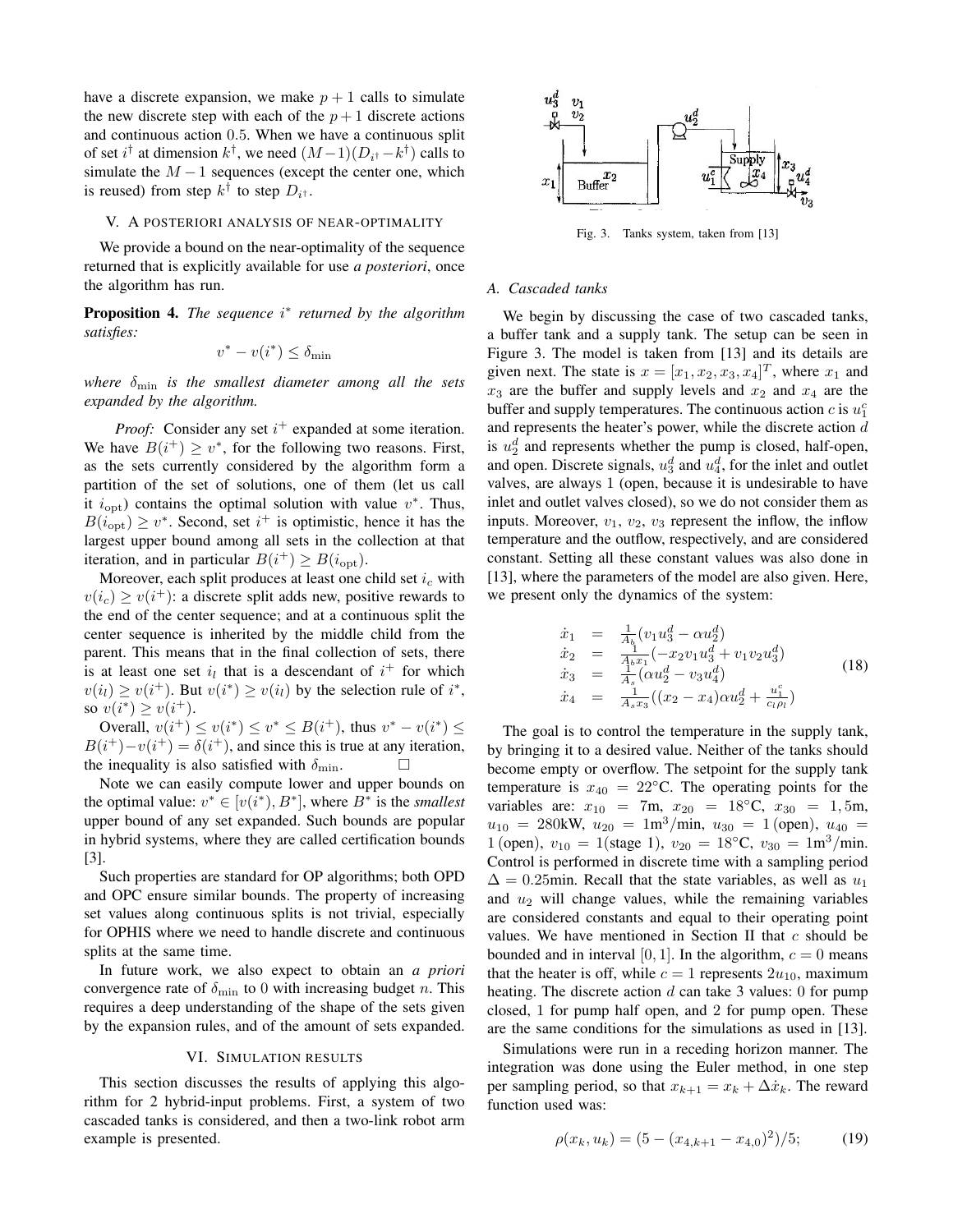have a discrete expansion, we make $p+1$ calls to simulate the new discrete step with each of the $p+1$ discrete actions and continuous action 0.5. When we have a continuous split of set $i^\dagger$ at dimension $k^\dagger$, we need $(M-1)(D_{i^\dagger}-k^\dagger)$ calls to simulate the $M-1$ sequences (except the center one, which is reused) from step $k^\dagger$ to step $D_{i^\dagger}$.

## V. A posteriori analysis of near-optimality

We provide a bound on the near-optimality of the sequence returned that is explicitly available for use *a posteriori*, once the algorithm has run.

**Proposition 4.** *The sequence $i^*$ returned by the algorithm satisfies:*

$$v^* - v(i^*) \leq \delta_{\min}$$

*where $\delta_{\min}$ is the smallest diameter among all the sets expanded by the algorithm.*

*Proof:* Consider any set $i^+$ expanded at some iteration. We have $B(i^+) \geq v^*$, for the following two reasons. First, as the sets currently considered by the algorithm form a partition of the set of solutions, one of them (let us call it $i_{\text{opt}}$) contains the optimal solution with value $v^*$. Thus, $B(i_{\text{opt}}) \geq v^*$. Second, set $i^+$ is optimistic, hence it has the largest upper bound among all sets in the collection at that iteration, and in particular $B(i^+) \geq B(i_{\text{opt}})$.

Moreover, each split produces at least one child set $i_c$ with $v(i_c) \geq v(i^+)$: a discrete split adds new, positive rewards to the end of the center sequence; and at a continuous split the center sequence is inherited by the middle child from the parent. This means that in the final collection of sets, there is at least one set $i_l$ that is a descendant of $i^+$ for which $v(i_l) \geq v(i^+)$. But $v(i^*) \geq v(i_l)$ by the selection rule of $i^*$, so $v(i^*) \geq v(i^+)$.

Overall, $v(i^+) \leq v(i^*) \leq v^* \leq B(i^+)$, thus $v^* - v(i^*) \leq B(i^+) - v(i^+) = \delta(i^+)$, and since this is true at any iteration, the inequality is also satisfied with $\delta_{\min}$. □

Note we can easily compute lower and upper bounds on the optimal value: $v^* \in [v(i^*), B^*]$, where $B^*$ is the *smallest* upper bound of any set expanded. Such bounds are popular in hybrid systems, where they are called certification bounds [3].

Such properties are standard for OP algorithms; both OPD and OPC ensure similar bounds. The property of increasing set values along continuous splits is not trivial, especially for OPHIS where we need to handle discrete and continuous splits at the same time.

In future work, we also expect to obtain an *a priori* convergence rate of $\delta_{\min}$ to 0 with increasing budget $n$. This requires a deep understanding of the shape of the sets given by the expansion rules, and of the amount of sets expanded.

## VI. Simulation results

This section discusses the results of applying this algorithm for 2 hybrid-input problems. First, a system of two cascaded tanks is considered, and then a two-link robot arm example is presented.

Fig. 3. Tanks system, taken from [13]

### A. Cascaded tanks

We begin by discussing the case of two cascaded tanks, a buffer tank and a supply tank. The setup can be seen in Figure 3. The model is taken from [13] and its details are given next. The state is $x = [x_1, x_2, x_3, x_4]^T$, where $x_1$ and $x_3$ are the buffer and supply levels and $x_2$ and $x_4$ are the buffer and supply temperatures. The continuous action $c$ is $u_1^c$ and represents the heater's power, while the discrete action $d$ is $u_2^d$ and represents whether the pump is closed, half-open, and open. Discrete signals, $u_3^d$ and $u_4^d$, for the inlet and outlet valves, are always 1 (open, because it is undesirable to have inlet and outlet valves closed), so we do not consider them as inputs. Moreover, $v_1$, $v_2$, $v_3$ represent the inflow, the inflow temperature and the outflow, respectively, and are considered constant. Setting all these constant values was also done in [13], where the parameters of the model are also given. Here, we present only the dynamics of the system:

$$\begin{aligned}
\dot{x}_1 &= \tfrac{1}{A_b}(v_1 u_3^d - \alpha u_2^d) \\
\dot{x}_2 &= \tfrac{1}{A_b x_1}(-x_2 v_1 u_3^d + v_1 v_2 u_3^d) \\
\dot{x}_3 &= \tfrac{1}{A_s}(\alpha u_2^d - v_3 u_4^d) \\
\dot{x}_4 &= \tfrac{1}{A_s x_3}((x_2 - x_4)\alpha u_2^d + \tfrac{u_1^c}{c_l \rho_l})
\end{aligned} \tag{18}$$

The goal is to control the temperature in the supply tank, by bringing it to a desired value. Neither of the tanks should become empty or overflow. The setpoint for the supply tank temperature is $x_{40} = 22$°C. The operating points for the variables are: $x_{10} = 7$m, $x_{20} = 18$°C, $x_{30} = 1,5$m, $u_{10} = 280$kW, $u_{20} = 1\text{m}^3/\text{min}$, $u_{30} = 1$ (open), $u_{40} = 1$ (open), $v_{10} = 1$(stage 1), $v_{20} = 18$°C, $v_{30} = 1\text{m}^3/\text{min}$. Control is performed in discrete time with a sampling period $\Delta = 0.25$min. Recall that the state variables, as well as $u_1$ and $u_2$ will change values, while the remaining variables are considered constants and equal to their operating point values. We have mentioned in Section II that $c$ should be bounded and in interval $[0, 1]$. In the algorithm, $c = 0$ means that the heater is off, while $c = 1$ represents $2u_{10}$, maximum heating. The discrete action $d$ can take 3 values: 0 for pump closed, 1 for pump half open, and 2 for pump open. These are the same conditions for the simulations as used in [13].

Simulations were run in a receding horizon manner. The integration was done using the Euler method, in one step per sampling period, so that $x_{k+1} = x_k + \Delta \dot{x}_k$. The reward function used was:

$$\rho(x_k, u_k) = (5 - (x_{4,k+1} - x_{4,0})^2)/5; \tag{19}$$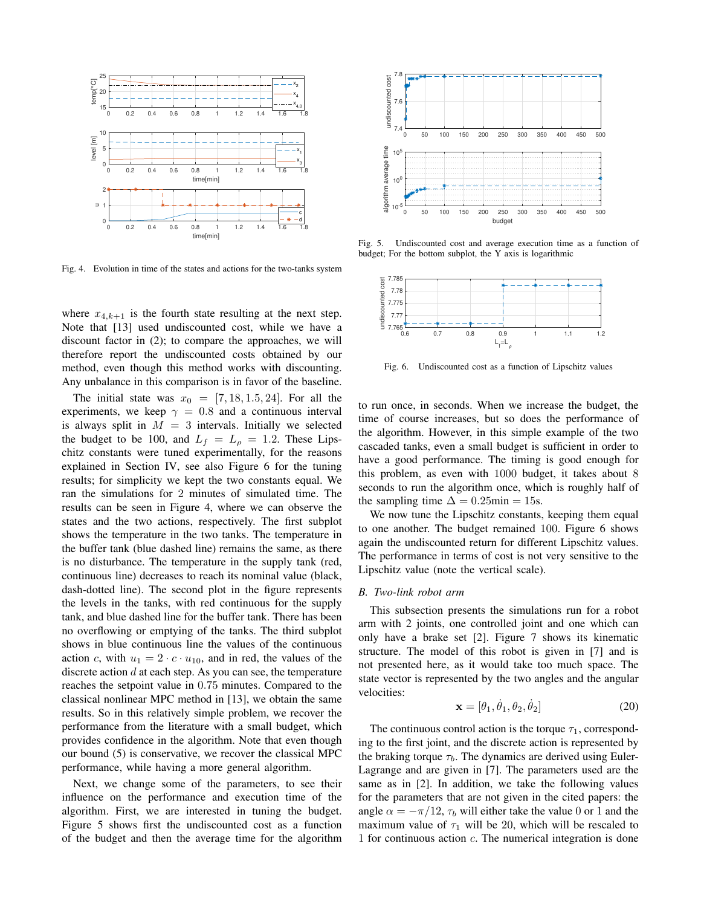Fig. 4. Evolution in time of the states and actions for the two-tanks system

Fig. 5. Undiscounted cost and average execution time as a function of budget; For the bottom subplot, the Y axis is logarithmic

Fig. 6. Undiscounted cost as a function of Lipschitz values

where $x_{4,k+1}$ is the fourth state resulting at the next step. Note that [13] used undiscounted cost, while we have a discount factor in (2); to compare the approaches, we will therefore report the undiscounted costs obtained by our method, even though this method works with discounting. Any unbalance in this comparison is in favor of the baseline.

The initial state was $x_0 = [7, 18, 1.5, 24]$. For all the experiments, we keep $\gamma = 0.8$ and a continuous interval is always split in $M = 3$ intervals. Initially we selected the budget to be 100, and $L_f = L_\rho = 1.2$. These Lipschitz constants were tuned experimentally, for the reasons explained in Section IV, see also Figure 6 for the tuning results; for simplicity we kept the two constants equal. We ran the simulations for 2 minutes of simulated time. The results can be seen in Figure 4, where we can observe the states and the two actions, respectively. The first subplot shows the temperature in the two tanks. The temperature in the buffer tank (blue dashed line) remains the same, as there is no disturbance. The temperature in the supply tank (red, continuous line) decreases to reach its nominal value (black, dash-dotted line). The second plot in the figure represents the levels in the tanks, with red continuous for the supply tank, and blue dashed line for the buffer tank. There has been no overflowing or emptying of the tanks. The third subplot shows in blue continuous line the values of the continuous action $c$, with $u_1 = 2 \cdot c \cdot u_{10}$, and in red, the values of the discrete action $d$ at each step. As you can see, the temperature reaches the setpoint value in 0.75 minutes. Compared to the classical nonlinear MPC method in [13], we obtain the same results. So in this relatively simple problem, we recover the performance from the literature with a small budget, which provides confidence in the algorithm. Note that even though our bound (5) is conservative, we recover the classical MPC performance, while having a more general algorithm.

Next, we change some of the parameters, to see their influence on the performance and execution time of the algorithm. First, we are interested in tuning the budget. Figure 5 shows first the undiscounted cost as a function of the budget and then the average time for the algorithm to run once, in seconds. When we increase the budget, the time of course increases, but so does the performance of the algorithm. However, in this simple example of the two cascaded tanks, even a small budget is sufficient in order to have a good performance. The timing is good enough for this problem, as even with 1000 budget, it takes about 8 seconds to run the algorithm once, which is roughly half of the sampling time $\Delta = 0.25\text{min} = 15\text{s}$.

We now tune the Lipschitz constants, keeping them equal to one another. The budget remained 100. Figure 6 shows again the undiscounted return for different Lipschitz values. The performance in terms of cost is not very sensitive to the Lipschitz value (note the vertical scale).

### B. Two-link robot arm

This subsection presents the simulations run for a robot arm with 2 joints, one controlled joint and one which can only have a brake set [2]. Figure 7 shows its kinematic structure. The model of this robot is given in [7] and is not presented here, as it would take too much space. The state vector is represented by the two angles and the angular velocities:

$$\mathbf{x} = [\theta_1, \dot{\theta}_1, \theta_2, \dot{\theta}_2] \tag{20}$$

The continuous control action is the torque $\tau_1$, corresponding to the first joint, and the discrete action is represented by the braking torque $\tau_b$. The dynamics are derived using Euler-Lagrange and are given in [7]. The parameters used are the same as in [2]. In addition, we take the following values for the parameters that are not given in the cited papers: the angle $\alpha = -\pi/12$, $\tau_b$ will either take the value 0 or 1 and the maximum value of $\tau_1$ will be 20, which will be rescaled to 1 for continuous action $c$. The numerical integration is done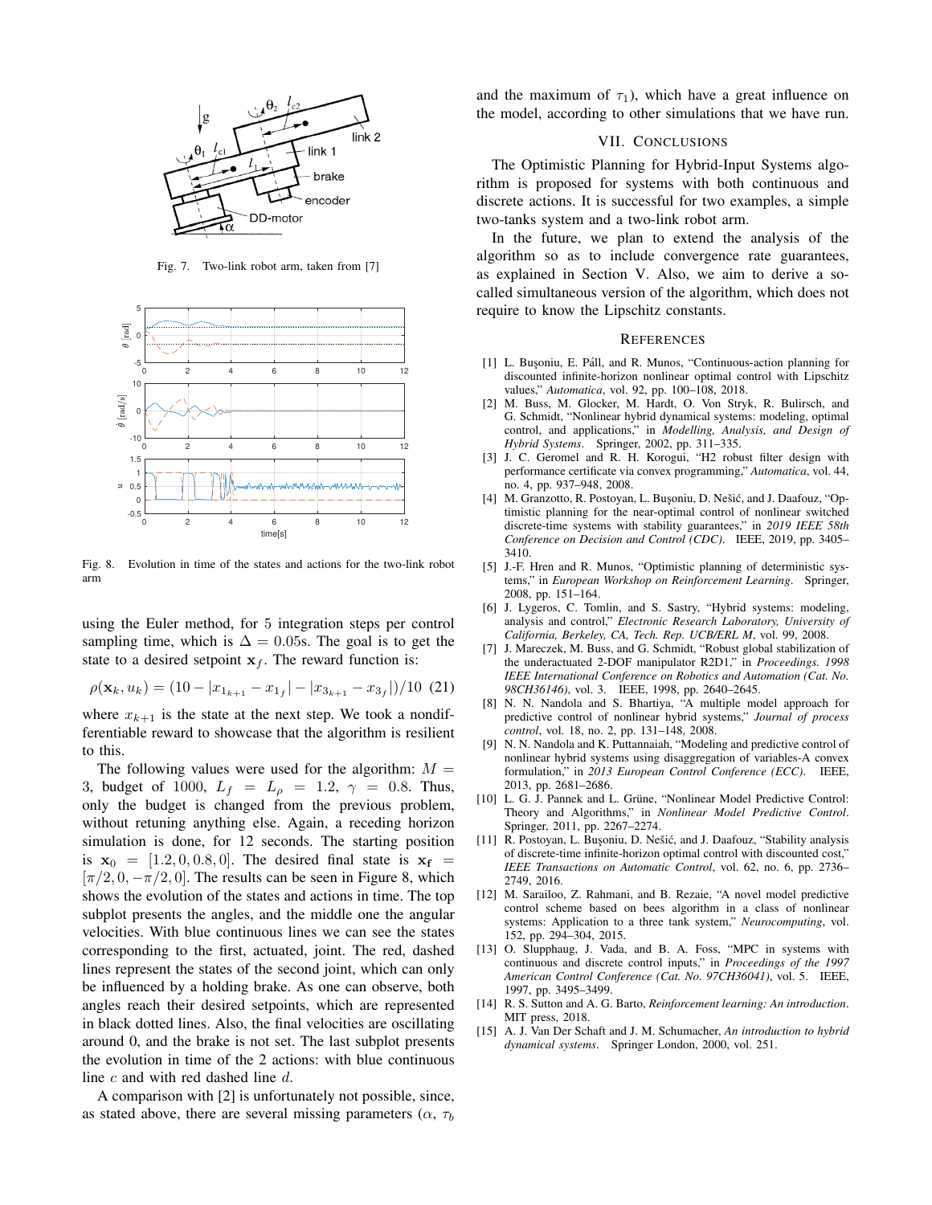g

$\theta_1$ $l_{c1}$ $l_1$ $\theta_2$ $l_{c2}$

link 1

link 2

brake

encoder

DD-motor

$\alpha$

Fig. 7. Two-link robot arm, taken from [7]

$\theta$ [rad]

5
0
-5

0 2 4 6 8 10 12

$\dot{\theta}$ [rad/s]

10
0
-10

0 2 4 6 8 10 12

u

1.5
1
0.5
0
-0.5

0 2 4 6 8 10 12

time[s]

Fig. 8. Evolution in time of the states and actions for the two-link robot arm

using the Euler method, for 5 integration steps per control sampling time, which is $\Delta = 0.05$s. The goal is to get the state to a desired setpoint $\mathbf{x}_f$. The reward function is:

$$\rho(\mathbf{x}_k, u_k) = (10 - |x_{1_{k+1}} - x_{1_f}| - |x_{3_{k+1}} - x_{3_f}|)/10 \quad (21)$$

where $x_{k+1}$ is the state at the next step. We took a nondifferentiable reward to showcase that the algorithm is resilient to this.

The following values were used for the algorithm: $M = 3$, budget of 1000, $L_f = L_\rho = 1.2$, $\gamma = 0.8$. Thus, only the budget is changed from the previous problem, without retuning anything else. Again, a receding horizon simulation is done, for 12 seconds. The starting position is $\mathbf{x}_0 = [1.2, 0, 0.8, 0]$. The desired final state is $\mathbf{x_f} = [\pi/2, 0, -\pi/2, 0]$. The results can be seen in Figure 8, which shows the evolution of the states and actions in time. The top subplot presents the angles, and the middle one the angular velocities. With blue continuous lines we can see the states corresponding to the first, actuated, joint. The red, dashed lines represent the states of the second joint, which can only be influenced by a holding brake. As one can observe, both angles reach their desired setpoints, which are represented in black dotted lines. Also, the final velocities are oscillating around 0, and the brake is not set. The last subplot presents the evolution in time of the 2 actions: with blue continuous line $c$ and with red dashed line $d$.

A comparison with [2] is unfortunately not possible, since, as stated above, there are several missing parameters ($\alpha$, $\tau_b$ and the maximum of $\tau_1$), which have a great influence on the model, according to other simulations that we have run.

## VII. Conclusions

The Optimistic Planning for Hybrid-Input Systems algorithm is proposed for systems with both continuous and discrete actions. It is successful for two examples, a simple two-tanks system and a two-link robot arm.

In the future, we plan to extend the analysis of the algorithm so as to include convergence rate guarantees, as explained in Section V. Also, we aim to derive a so-called simultaneous version of the algorithm, which does not require to know the Lipschitz constants.

## References

[1] L. Buşoniu, E. Páll, and R. Munos, "Continuous-action planning for discounted infinite-horizon nonlinear optimal control with Lipschitz values," *Automatica*, vol. 92, pp. 100–108, 2018.

[2] M. Buss, M. Glocker, M. Hardt, O. Von Stryk, R. Bulirsch, and G. Schmidt, "Nonlinear hybrid dynamical systems: modeling, optimal control, and applications," in *Modelling, Analysis, and Design of Hybrid Systems*. Springer, 2002, pp. 311–335.

[3] J. C. Geromel and R. H. Korogui, "H2 robust filter design with performance certificate via convex programming," *Automatica*, vol. 44, no. 4, pp. 937–948, 2008.

[4] M. Granzotto, R. Postoyan, L. Buşoniu, D. Nešić, and J. Daafouz, "Optimistic planning for the near-optimal control of nonlinear switched discrete-time systems with stability guarantees," in *2019 IEEE 58th Conference on Decision and Control (CDC)*. IEEE, 2019, pp. 3405–3410.

[5] J.-F. Hren and R. Munos, "Optimistic planning of deterministic systems," in *European Workshop on Reinforcement Learning*. Springer, 2008, pp. 151–164.

[6] J. Lygeros, C. Tomlin, and S. Sastry, "Hybrid systems: modeling, analysis and control," *Electronic Research Laboratory, University of California, Berkeley, CA, Tech. Rep. UCB/ERL M*, vol. 99, 2008.

[7] J. Mareczek, M. Buss, and G. Schmidt, "Robust global stabilization of the underactuated 2-DOF manipulator R2D1," in *Proceedings. 1998 IEEE International Conference on Robotics and Automation (Cat. No. 98CH36146)*, vol. 3. IEEE, 1998, pp. 2640–2645.

[8] N. N. Nandola and S. Bhartiya, "A multiple model approach for predictive control of nonlinear hybrid systems," *Journal of process control*, vol. 18, no. 2, pp. 131–148, 2008.

[9] N. N. Nandola and K. Puttannaiah, "Modeling and predictive control of nonlinear hybrid systems using disaggregation of variables-A convex formulation," in *2013 European Control Conference (ECC)*. IEEE, 2013, pp. 2681–2686.

[10] L. G. J. Pannek and L. Grüne, "Nonlinear Model Predictive Control: Theory and Algorithms," in *Nonlinear Model Predictive Control*. Springer, 2011, pp. 2267–2274.

[11] R. Postoyan, L. Buşoniu, D. Nešić, and J. Daafouz, "Stability analysis of discrete-time infinite-horizon optimal control with discounted cost," *IEEE Transactions on Automatic Control*, vol. 62, no. 6, pp. 2736–2749, 2016.

[12] M. Sarailoo, Z. Rahmani, and B. Rezaie, "A novel model predictive control scheme based on bees algorithm in a class of nonlinear systems: Application to a three tank system," *Neurocomputing*, vol. 152, pp. 294–304, 2015.

[13] O. Slupphaug, J. Vada, and B. A. Foss, "MPC in systems with continuous and discrete control inputs," in *Proceedings of the 1997 American Control Conference (Cat. No. 97CH36041)*, vol. 5. IEEE, 1997, pp. 3495–3499.

[14] R. S. Sutton and A. G. Barto, *Reinforcement learning: An introduction*. MIT press, 2018.

[15] A. J. Van Der Schaft and J. M. Schumacher, *An introduction to hybrid dynamical systems*. Springer London, 2000, vol. 251.